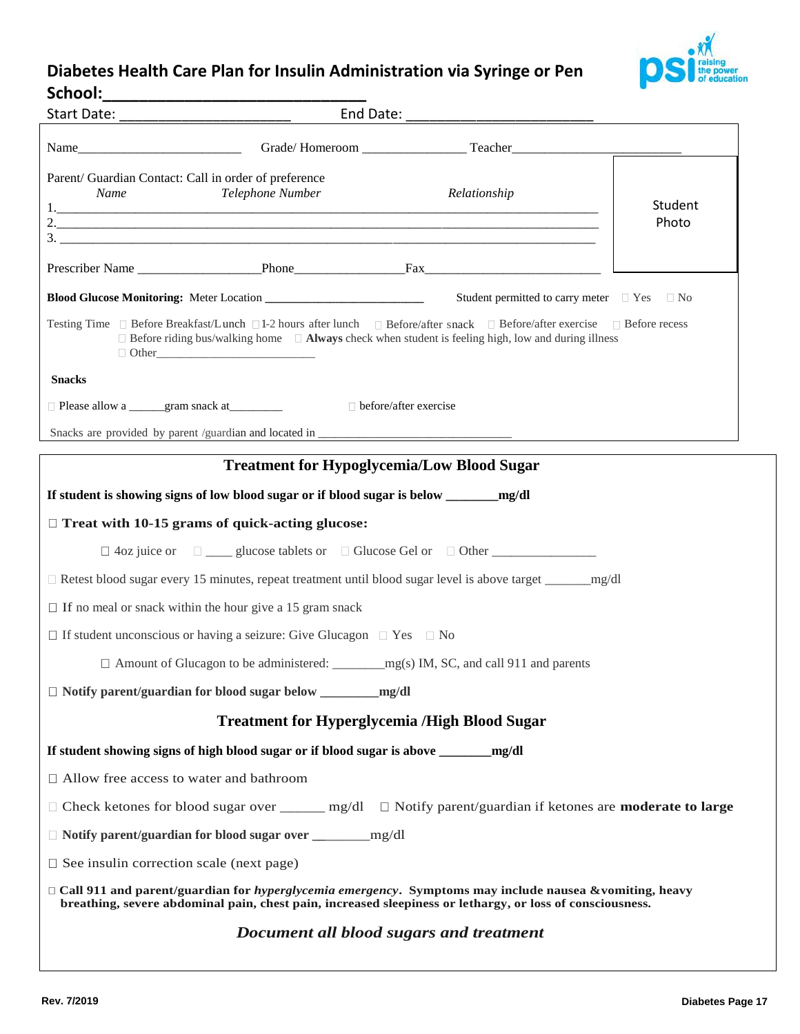# Diabetes Health Care Plan for Insulin Administration via Syringe or Pen

**School:______________________________**

Start Date: _______________________ End Date: _________________________

Name_________________________ Grade/ Homeroom _______________ Teacher_________________________

Student Photo

Parent/ Guardian Contact: Call in order of preference

| *Name* | *Telephone Number* | *Relationship* |
| --- | --- | --- |
| 1. | | |
| 2. | | |
| 3. | | |

Prescriber Name __________________Phone________________Fax__________________________

**Blood Glucose Monitoring:** Meter Location **_________________________** Student permitted to carry meter □ Yes □ No

Testing Time □ Before Breakfast/Lunch □ 1-2 hours after lunch □ Before/after snack □ Before/after exercise □ Before recess □ Before riding bus/walking home □ **Always** check when student is feeling high, low and during illness □ Other_________________________

**Snacks**

□ Please allow a ______gram snack at_________ □ before/after exercise

Snacks are provided by parent /guardian and located in _______________________________

## Treatment for Hypoglycemia/Low Blood Sugar

**If student is showing signs of low blood sugar or if blood sugar is below _______mg/dl**

□ **Treat with 10-15 grams of quick-acting glucose:**

□ 4oz juice or □ ____ glucose tablets or □ Glucose Gel or □ Other _______________

□ Retest blood sugar every 15 minutes, repeat treatment until blood sugar level is above target _______mg/dl

□ If no meal or snack within the hour give a 15 gram snack

□ If student unconscious or having a seizure: Give Glucagon □ Yes □ No

□ Amount of Glucagon to be administered: ________mg(s) IM, SC, and call 911 and parents

□ **Notify parent/guardian for blood sugar below ________mg/dl**

## Treatment for Hyperglycemia /High Blood Sugar

**If student showing signs of high blood sugar or if blood sugar is above _______mg/dl**

□ Allow free access to water and bathroom

□ Check ketones for blood sugar over ______ mg/dl □ Notify parent/guardian if ketones are **moderate to large**

□ **Notify parent/guardian for blood sugar over ________**mg/dl

□ See insulin correction scale (next page)

□ **Call 911 and parent/guardian for *hyperglycemia emergency*. Symptoms may include nausea &vomiting, heavy breathing, severe abdominal pain, chest pain, increased sleepiness or lethargy, or loss of consciousness.**

***Document all blood sugars and treatment***

Rev. 7/2019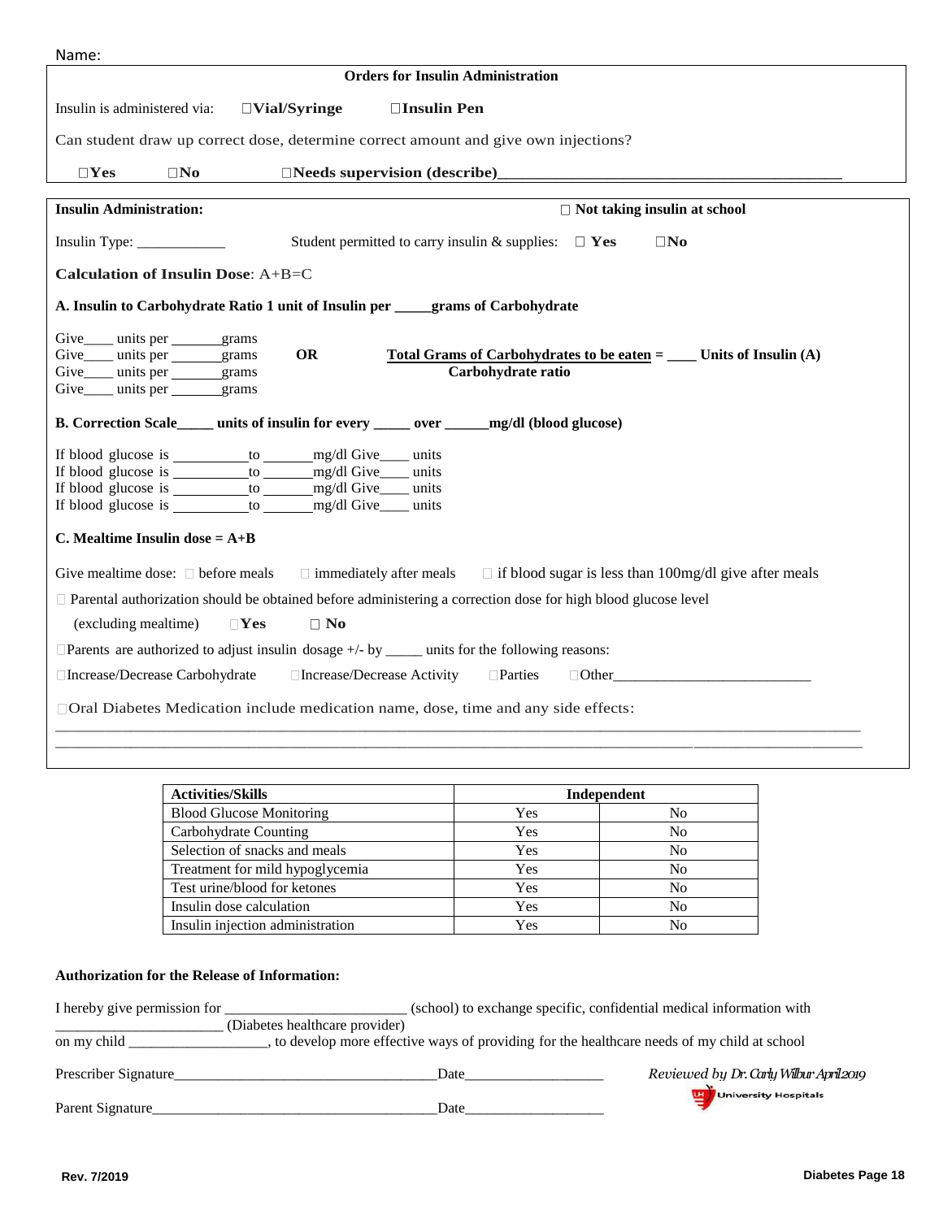Name:

**Orders for Insulin Administration**

Insulin is administered via: ☐**Vial/Syringe** ☐**Insulin Pen**

Can student draw up correct dose, determine correct amount and give own injections?

☐**Yes** ☐**No** ☐**Needs supervision (describe)**________________________________________

**Insulin Administration:** ☐ **Not taking insulin at school**

Insulin Type: ____________ Student permitted to carry insulin & supplies: ☐ **Yes** ☐**No**

**Calculation of Insulin Dose**: A+B=C

**A. Insulin to Carbohydrate Ratio 1 unit of Insulin per _____grams of Carbohydrate**

Give____ units per _______grams
Give____ units per _______grams
Give____ units per _______grams
Give____ units per _______grams

**OR**

**Total Grams of Carbohydrates to be eaten / Carbohydrate ratio = ____ Units of Insulin (A)**

**B. Correction Scale_____ units of insulin for every _____ over ______mg/dl (blood glucose)**

If blood glucose is __________to _______mg/dl Give____ units
If blood glucose is __________to _______mg/dl Give____ units
If blood glucose is __________to _______mg/dl Give____ units
If blood glucose is __________to _______mg/dl Give____ units

**C. Mealtime Insulin dose = A+B**

Give mealtime dose: ☐ before meals ☐ immediately after meals ☐ if blood sugar is less than 100mg/dl give after meals

☐ Parental authorization should be obtained before administering a correction dose for high blood glucose level (excluding mealtime) ☐**Yes** ☐ **No**

☐Parents are authorized to adjust insulin dosage +/- by _____ units for the following reasons:

☐Increase/Decrease Carbohydrate ☐Increase/Decrease Activity ☐Parties ☐Other__________________________

☐Oral Diabetes Medication include medication name, dose, time and any side effects:

____________________________________________________________________________________________

____________________________________________________________________________________________

| **Activities/Skills** | **Independent** | |
|---|---|---|
| Blood Glucose Monitoring | Yes | No |
| Carbohydrate Counting | Yes | No |
| Selection of snacks and meals | Yes | No |
| Treatment for mild hypoglycemia | Yes | No |
| Test urine/blood for ketones | Yes | No |
| Insulin dose calculation | Yes | No |
| Insulin injection administration | Yes | No |

**Authorization for the Release of Information:**

I hereby give permission for _________________________ (school) to exchange specific, confidential medical information with ________________________ (Diabetes healthcare provider) on my child ___________________, to develop more effective ways of providing for the healthcare needs of my child at school

Prescriber Signature___________________________________Date___________________

Parent Signature_______________________________________Date___________________

*Reviewed by Dr. Carly Wilbur April 2019*

University Hospitals

Rev. 7/2019